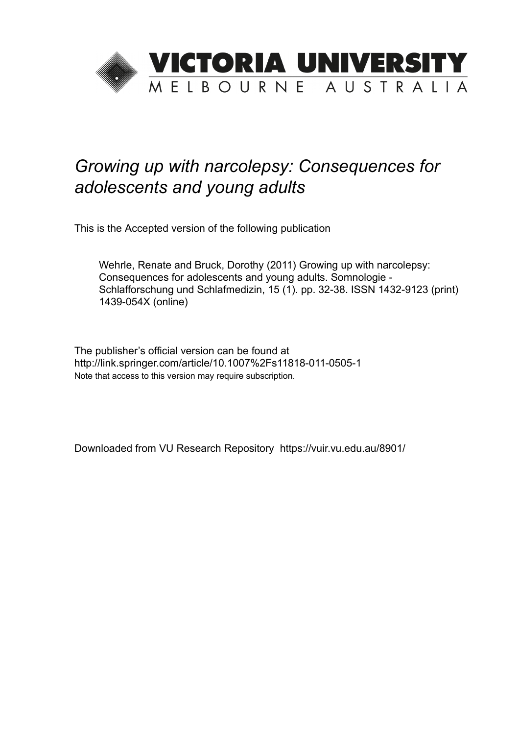VICTORIA UNIVERSITY
MELBOURNE AUSTRALIA

# *Growing up with narcolepsy: Consequences for adolescents and young adults*

This is the Accepted version of the following publication

> Wehrle, Renate and Bruck, Dorothy (2011) Growing up with narcolepsy: Consequences for adolescents and young adults. Somnologie - Schlafforschung und Schlafmedizin, 15 (1). pp. 32-38. ISSN 1432-9123 (print) 1439-054X (online)

The publisher's official version can be found at
http://link.springer.com/article/10.1007%2Fs11818-011-0505-1
Note that access to this version may require subscription.

Downloaded from VU Research Repository https://vuir.vu.edu.au/8901/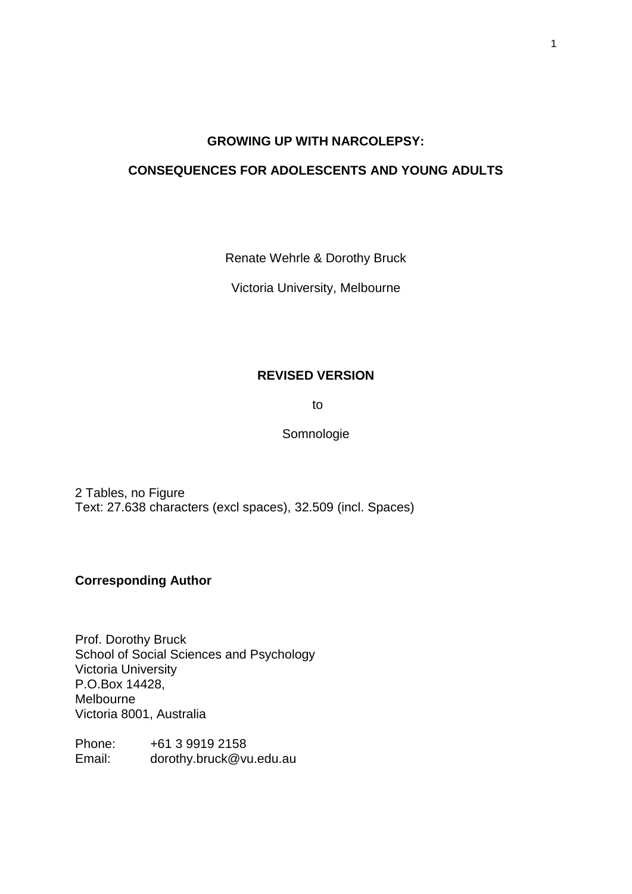**GROWING UP WITH NARCOLEPSY:**

**CONSEQUENCES FOR ADOLESCENTS AND YOUNG ADULTS**

Renate Wehrle & Dorothy Bruck

Victoria University, Melbourne

**REVISED VERSION**

to

Somnologie

2 Tables, no Figure
Text: 27.638 characters (excl spaces), 32.509 (incl. Spaces)

**Corresponding Author**

Prof. Dorothy Bruck
School of Social Sciences and Psychology
Victoria University
P.O.Box 14428,
Melbourne
Victoria 8001, Australia

Phone: +61 3 9919 2158
Email: dorothy.bruck@vu.edu.au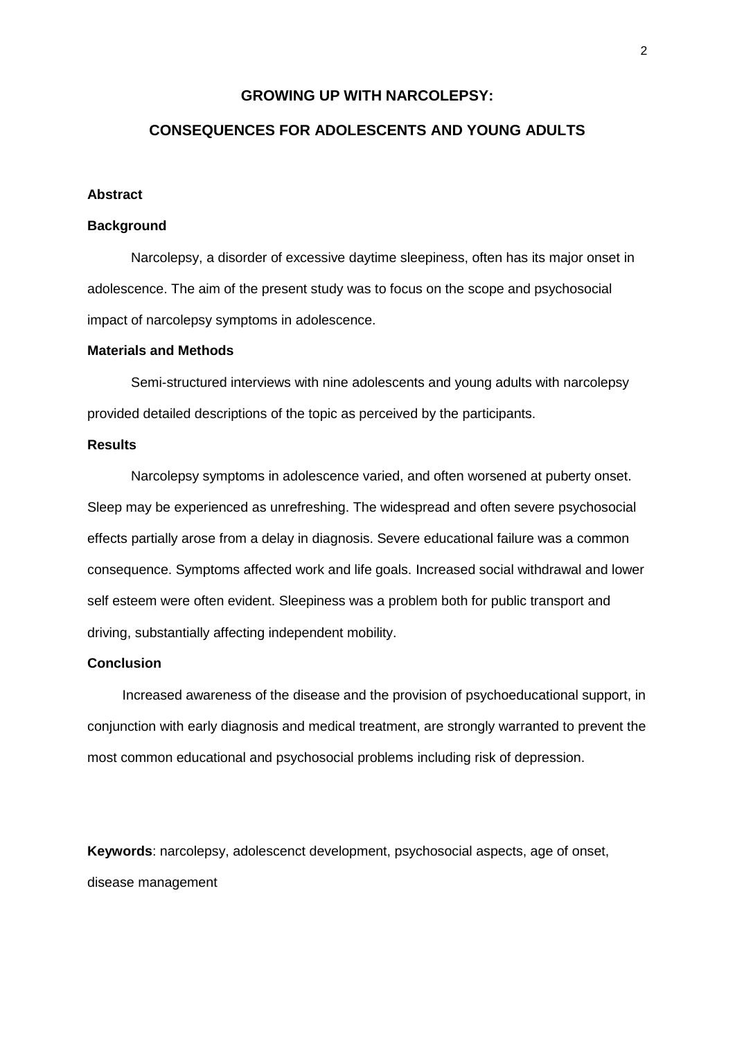# GROWING UP WITH NARCOLEPSY:

# CONSEQUENCES FOR ADOLESCENTS AND YOUNG ADULTS

**Abstract**

**Background**

Narcolepsy, a disorder of excessive daytime sleepiness, often has its major onset in adolescence. The aim of the present study was to focus on the scope and psychosocial impact of narcolepsy symptoms in adolescence.

**Materials and Methods**

Semi-structured interviews with nine adolescents and young adults with narcolepsy provided detailed descriptions of the topic as perceived by the participants.

**Results**

Narcolepsy symptoms in adolescence varied, and often worsened at puberty onset. Sleep may be experienced as unrefreshing. The widespread and often severe psychosocial effects partially arose from a delay in diagnosis. Severe educational failure was a common consequence. Symptoms affected work and life goals. Increased social withdrawal and lower self esteem were often evident. Sleepiness was a problem both for public transport and driving, substantially affecting independent mobility.

**Conclusion**

Increased awareness of the disease and the provision of psychoeducational support, in conjunction with early diagnosis and medical treatment, are strongly warranted to prevent the most common educational and psychosocial problems including risk of depression.

**Keywords**: narcolepsy, adolescenct development, psychosocial aspects, age of onset, disease management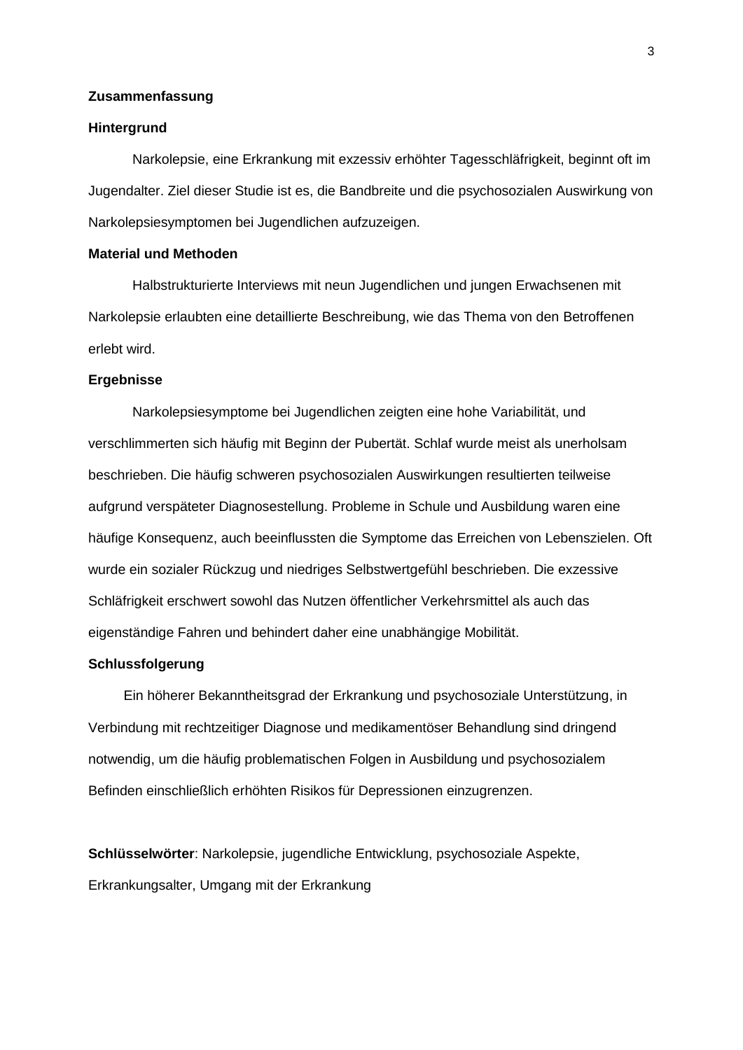**Zusammenfassung**

**Hintergrund**

Narkolepsie, eine Erkrankung mit exzessiv erhöhter Tagesschläfrigkeit, beginnt oft im Jugendalter. Ziel dieser Studie ist es, die Bandbreite und die psychosozialen Auswirkung von Narkolepsiesymptomen bei Jugendlichen aufzuzeigen.

**Material und Methoden**

Halbstrukturierte Interviews mit neun Jugendlichen und jungen Erwachsenen mit Narkolepsie erlaubten eine detaillierte Beschreibung, wie das Thema von den Betroffenen erlebt wird.

**Ergebnisse**

Narkolepsiesymptome bei Jugendlichen zeigten eine hohe Variabilität, und verschlimmerten sich häufig mit Beginn der Pubertät. Schlaf wurde meist als unerholsam beschrieben. Die häufig schweren psychosozialen Auswirkungen resultierten teilweise aufgrund verspäteter Diagnosestellung. Probleme in Schule und Ausbildung waren eine häufige Konsequenz, auch beeinflussten die Symptome das Erreichen von Lebenszielen. Oft wurde ein sozialer Rückzug und niedriges Selbstwertgefühl beschrieben. Die exzessive Schläfrigkeit erschwert sowohl das Nutzen öffentlicher Verkehrsmittel als auch das eigenständige Fahren und behindert daher eine unabhängige Mobilität.

**Schlussfolgerung**

Ein höherer Bekanntheitsgrad der Erkrankung und psychosoziale Unterstützung, in Verbindung mit rechtzeitiger Diagnose und medikamentöser Behandlung sind dringend notwendig, um die häufig problematischen Folgen in Ausbildung und psychosozialem Befinden einschließlich erhöhten Risikos für Depressionen einzugrenzen.

**Schlüsselwörter**: Narkolepsie, jugendliche Entwicklung, psychosoziale Aspekte, Erkrankungsalter, Umgang mit der Erkrankung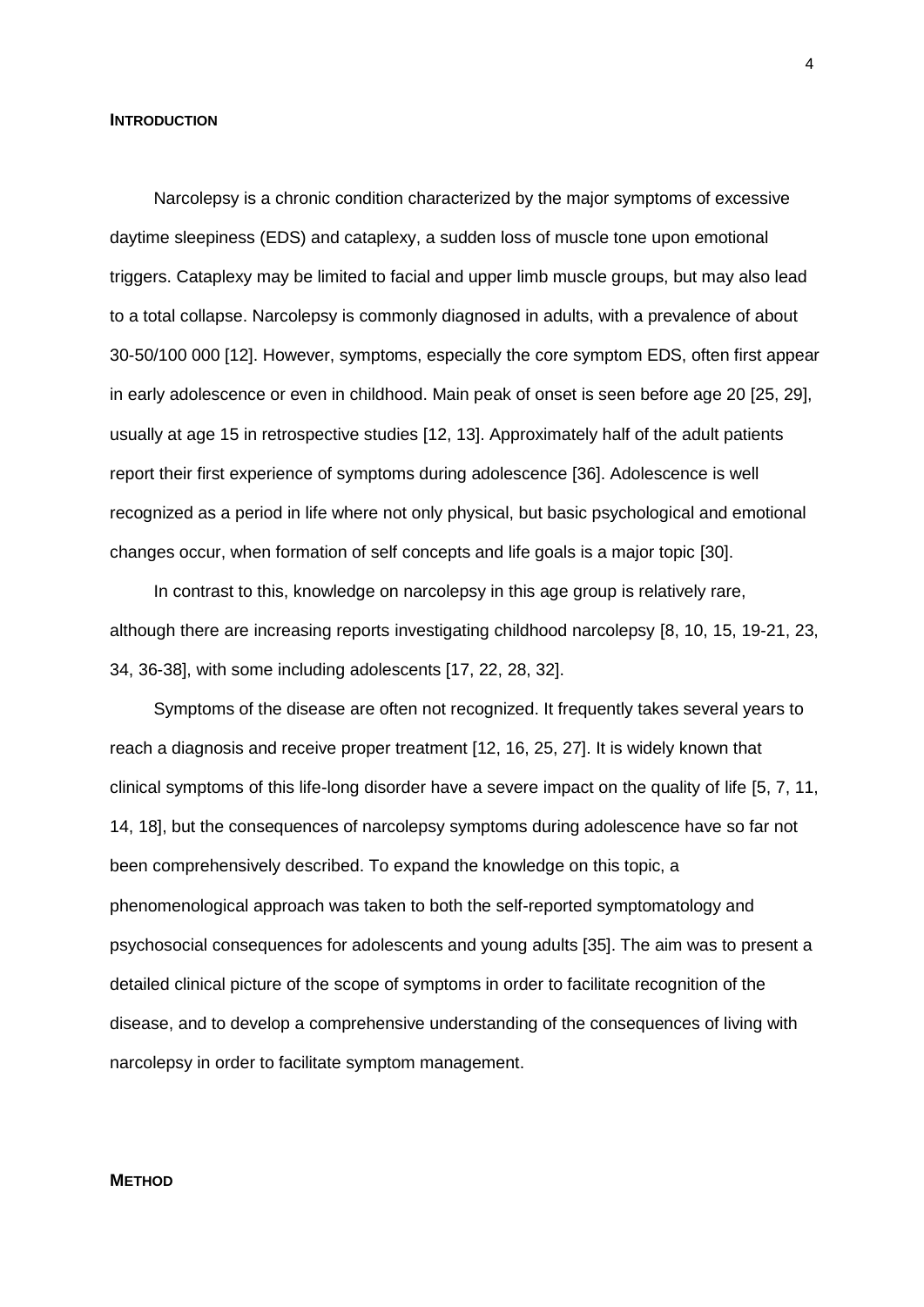## INTRODUCTION

Narcolepsy is a chronic condition characterized by the major symptoms of excessive daytime sleepiness (EDS) and cataplexy, a sudden loss of muscle tone upon emotional triggers. Cataplexy may be limited to facial and upper limb muscle groups, but may also lead to a total collapse. Narcolepsy is commonly diagnosed in adults, with a prevalence of about 30-50/100 000 [12]. However, symptoms, especially the core symptom EDS, often first appear in early adolescence or even in childhood. Main peak of onset is seen before age 20 [25, 29], usually at age 15 in retrospective studies [12, 13]. Approximately half of the adult patients report their first experience of symptoms during adolescence [36]. Adolescence is well recognized as a period in life where not only physical, but basic psychological and emotional changes occur, when formation of self concepts and life goals is a major topic [30].

In contrast to this, knowledge on narcolepsy in this age group is relatively rare, although there are increasing reports investigating childhood narcolepsy [8, 10, 15, 19-21, 23, 34, 36-38], with some including adolescents [17, 22, 28, 32].

Symptoms of the disease are often not recognized. It frequently takes several years to reach a diagnosis and receive proper treatment [12, 16, 25, 27]. It is widely known that clinical symptoms of this life-long disorder have a severe impact on the quality of life [5, 7, 11, 14, 18], but the consequences of narcolepsy symptoms during adolescence have so far not been comprehensively described. To expand the knowledge on this topic, a phenomenological approach was taken to both the self-reported symptomatology and psychosocial consequences for adolescents and young adults [35]. The aim was to present a detailed clinical picture of the scope of symptoms in order to facilitate recognition of the disease, and to develop a comprehensive understanding of the consequences of living with narcolepsy in order to facilitate symptom management.

## METHOD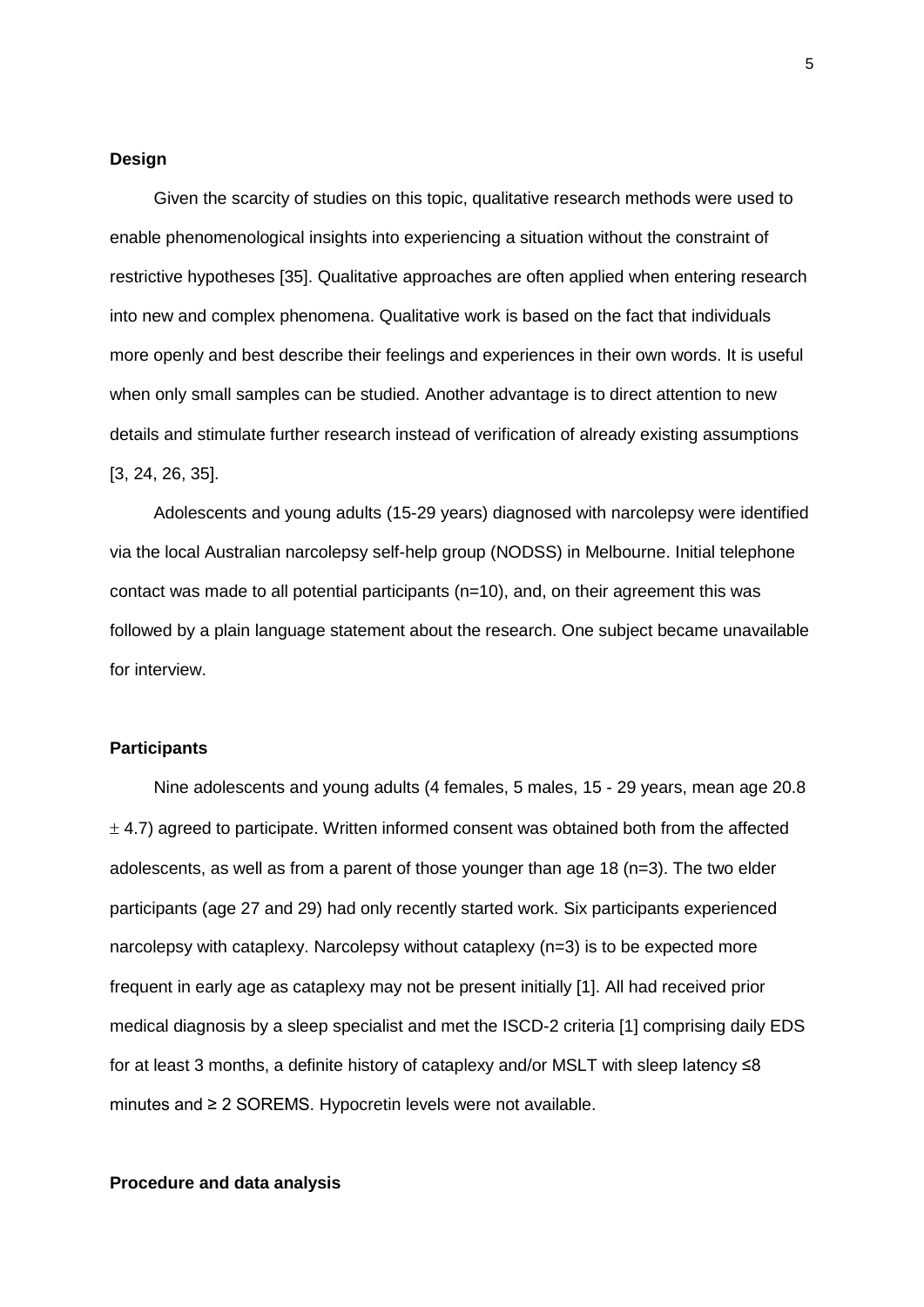**Design**

Given the scarcity of studies on this topic, qualitative research methods were used to enable phenomenological insights into experiencing a situation without the constraint of restrictive hypotheses [35]. Qualitative approaches are often applied when entering research into new and complex phenomena. Qualitative work is based on the fact that individuals more openly and best describe their feelings and experiences in their own words. It is useful when only small samples can be studied. Another advantage is to direct attention to new details and stimulate further research instead of verification of already existing assumptions [3, 24, 26, 35].

Adolescents and young adults (15-29 years) diagnosed with narcolepsy were identified via the local Australian narcolepsy self-help group (NODSS) in Melbourne. Initial telephone contact was made to all potential participants (n=10), and, on their agreement this was followed by a plain language statement about the research. One subject became unavailable for interview.

**Participants**

Nine adolescents and young adults (4 females, 5 males, 15 - 29 years, mean age 20.8 $\pm$ 4.7) agreed to participate. Written informed consent was obtained both from the affected adolescents, as well as from a parent of those younger than age 18 (n=3). The two elder participants (age 27 and 29) had only recently started work. Six participants experienced narcolepsy with cataplexy. Narcolepsy without cataplexy (n=3) is to be expected more frequent in early age as cataplexy may not be present initially [1]. All had received prior medical diagnosis by a sleep specialist and met the ISCD-2 criteria [1] comprising daily EDS for at least 3 months, a definite history of cataplexy and/or MSLT with sleep latency ≤8 minutes and ≥ 2 SOREMS. Hypocretin levels were not available.

**Procedure and data analysis**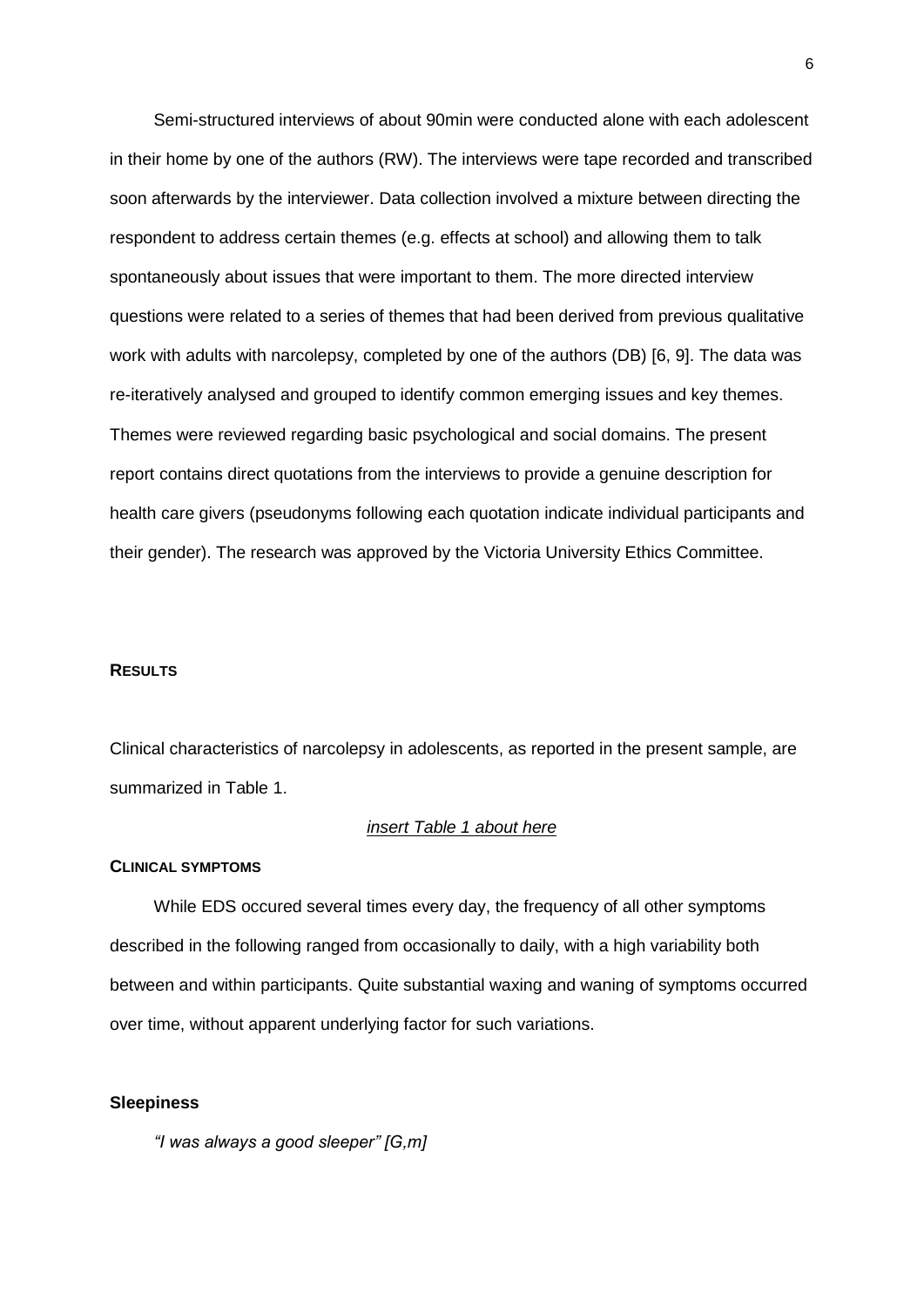Semi-structured interviews of about 90min were conducted alone with each adolescent in their home by one of the authors (RW). The interviews were tape recorded and transcribed soon afterwards by the interviewer. Data collection involved a mixture between directing the respondent to address certain themes (e.g. effects at school) and allowing them to talk spontaneously about issues that were important to them. The more directed interview questions were related to a series of themes that had been derived from previous qualitative work with adults with narcolepsy, completed by one of the authors (DB) [6, 9]. The data was re-iteratively analysed and grouped to identify common emerging issues and key themes. Themes were reviewed regarding basic psychological and social domains. The present report contains direct quotations from the interviews to provide a genuine description for health care givers (pseudonyms following each quotation indicate individual participants and their gender). The research was approved by the Victoria University Ethics Committee.

## RESULTS

Clinical characteristics of narcolepsy in adolescents, as reported in the present sample, are summarized in Table 1.

*insert Table 1 about here*

### CLINICAL SYMPTOMS

While EDS occured several times every day, the frequency of all other symptoms described in the following ranged from occasionally to daily, with a high variability both between and within participants. Quite substantial waxing and waning of symptoms occurred over time, without apparent underlying factor for such variations.

#### Sleepiness

*"I was always a good sleeper" [G,m]*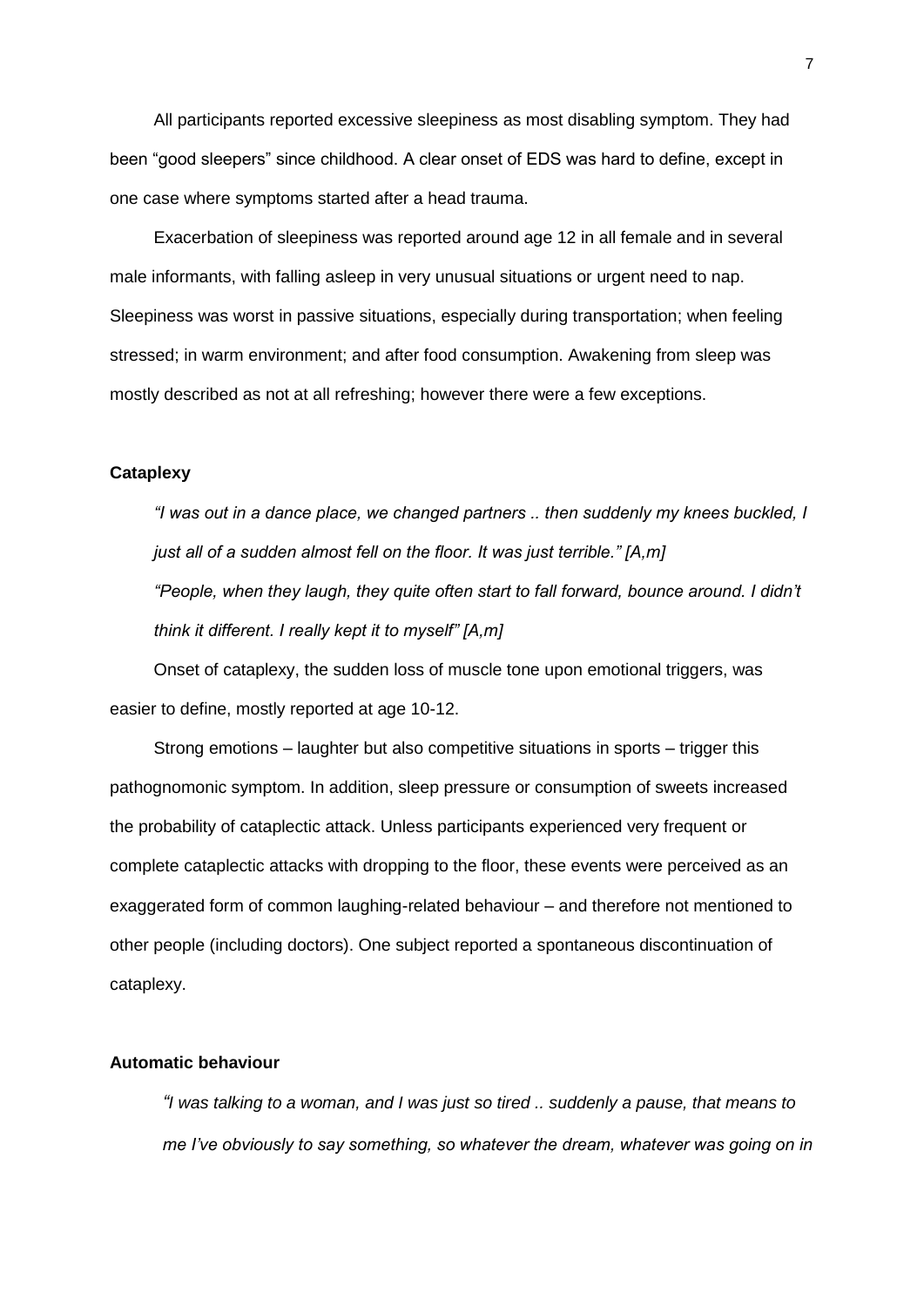All participants reported excessive sleepiness as most disabling symptom. They had been "good sleepers" since childhood. A clear onset of EDS was hard to define, except in one case where symptoms started after a head trauma.

Exacerbation of sleepiness was reported around age 12 in all female and in several male informants, with falling asleep in very unusual situations or urgent need to nap. Sleepiness was worst in passive situations, especially during transportation; when feeling stressed; in warm environment; and after food consumption. Awakening from sleep was mostly described as not at all refreshing; however there were a few exceptions.

### Cataplexy

*"I was out in a dance place, we changed partners .. then suddenly my knees buckled, I just all of a sudden almost fell on the floor. It was just terrible." [A,m]*

*"People, when they laugh, they quite often start to fall forward, bounce around. I didn't think it different. I really kept it to myself" [A,m]*

Onset of cataplexy, the sudden loss of muscle tone upon emotional triggers, was easier to define, mostly reported at age 10-12.

Strong emotions – laughter but also competitive situations in sports – trigger this pathognomonic symptom. In addition, sleep pressure or consumption of sweets increased the probability of cataplectic attack. Unless participants experienced very frequent or complete cataplectic attacks with dropping to the floor, these events were perceived as an exaggerated form of common laughing-related behaviour – and therefore not mentioned to other people (including doctors). One subject reported a spontaneous discontinuation of cataplexy.

### Automatic behaviour

*"I was talking to a woman, and I was just so tired .. suddenly a pause, that means to me I've obviously to say something, so whatever the dream, whatever was going on in*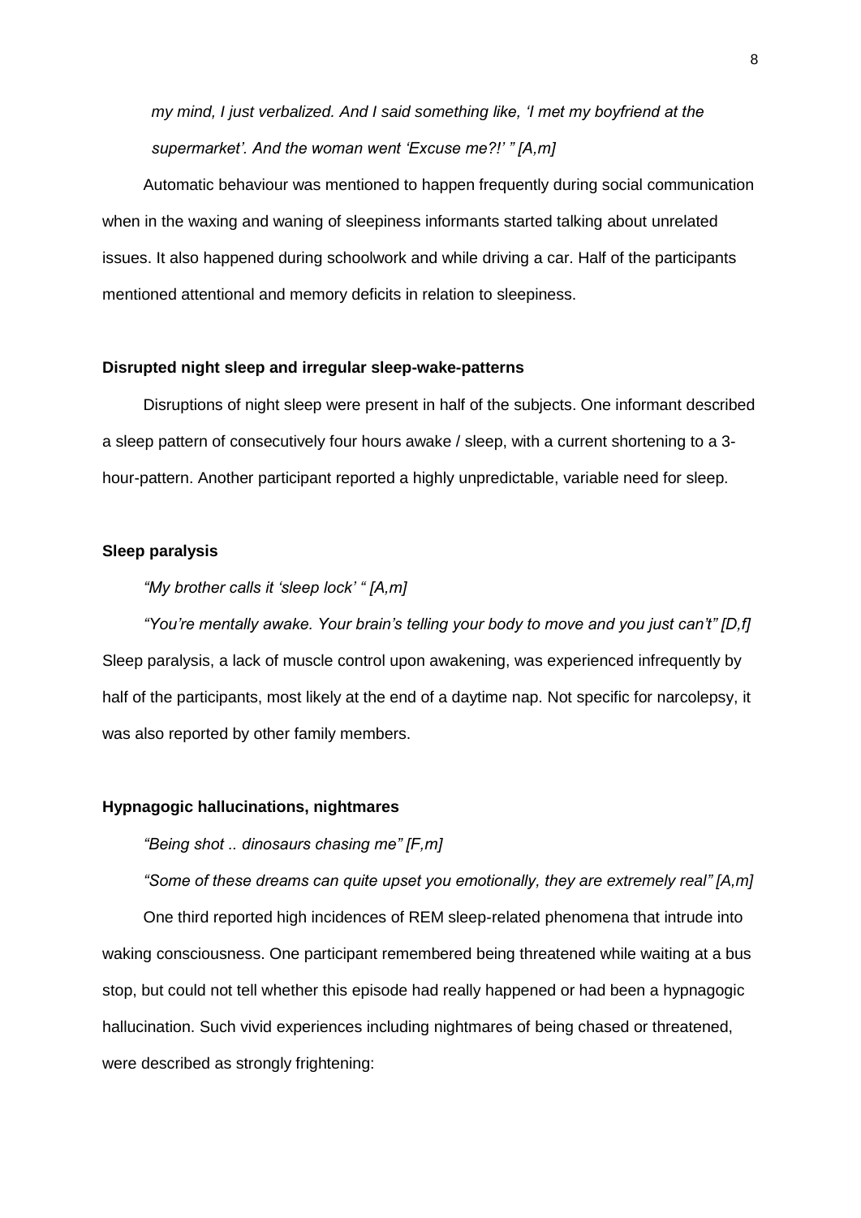*my mind, I just verbalized. And I said something like, 'I met my boyfriend at the supermarket'. And the woman went 'Excuse me?!' " [A,m]*

Automatic behaviour was mentioned to happen frequently during social communication when in the waxing and waning of sleepiness informants started talking about unrelated issues. It also happened during schoolwork and while driving a car. Half of the participants mentioned attentional and memory deficits in relation to sleepiness.

**Disrupted night sleep and irregular sleep-wake-patterns**

Disruptions of night sleep were present in half of the subjects. One informant described a sleep pattern of consecutively four hours awake / sleep, with a current shortening to a 3-hour-pattern. Another participant reported a highly unpredictable, variable need for sleep.

**Sleep paralysis**

*"My brother calls it 'sleep lock' " [A,m]*

*"You're mentally awake. Your brain's telling your body to move and you just can't" [D,f]*

Sleep paralysis, a lack of muscle control upon awakening, was experienced infrequently by half of the participants, most likely at the end of a daytime nap. Not specific for narcolepsy, it was also reported by other family members.

**Hypnagogic hallucinations, nightmares**

*"Being shot .. dinosaurs chasing me" [F,m]*

*"Some of these dreams can quite upset you emotionally, they are extremely real" [A,m]*

One third reported high incidences of REM sleep-related phenomena that intrude into waking consciousness. One participant remembered being threatened while waiting at a bus stop, but could not tell whether this episode had really happened or had been a hypnagogic hallucination. Such vivid experiences including nightmares of being chased or threatened, were described as strongly frightening: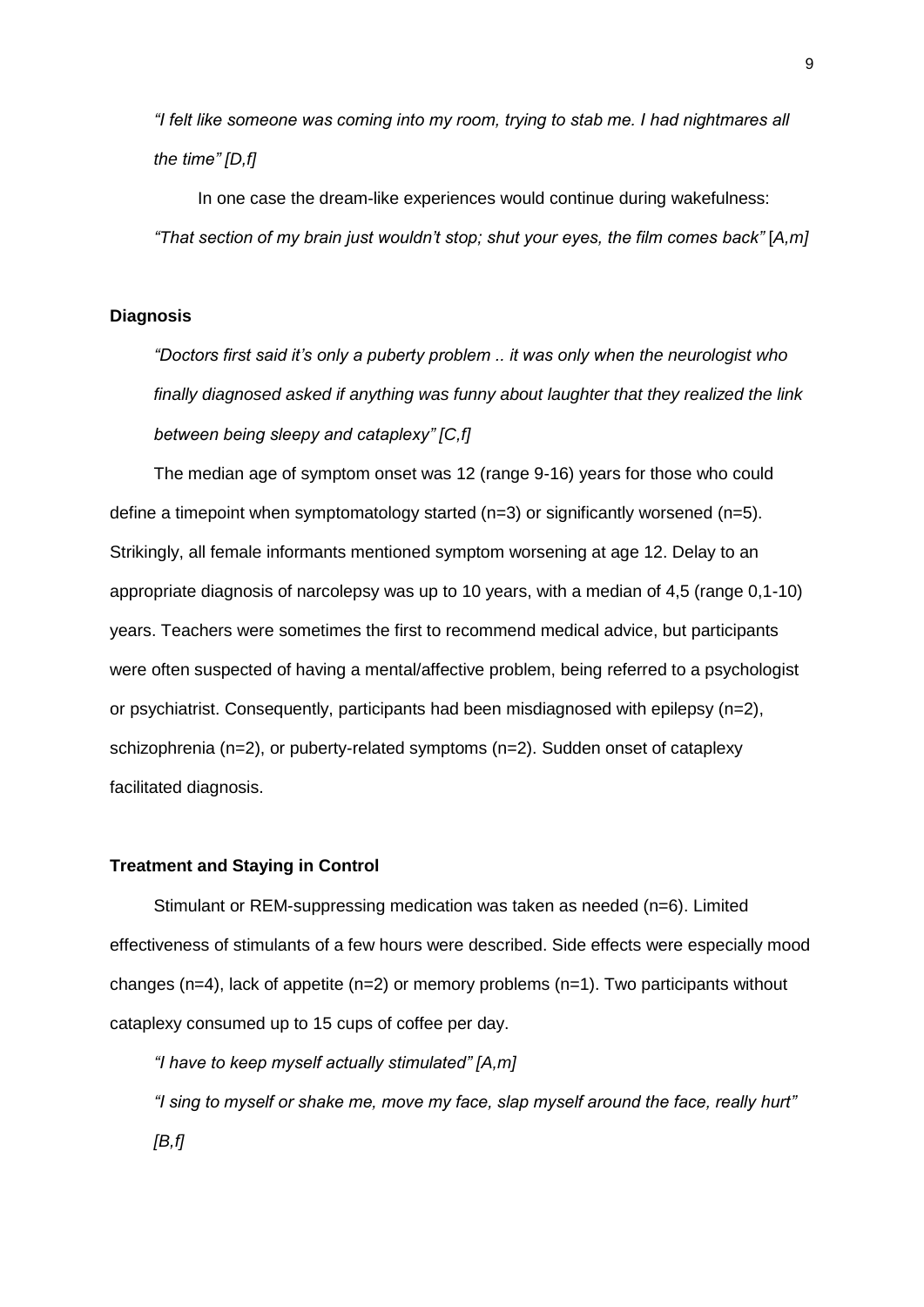*"I felt like someone was coming into my room, trying to stab me. I had nightmares all the time" [D,f]*

In one case the dream-like experiences would continue during wakefulness: *"That section of my brain just wouldn't stop; shut your eyes, the film comes back"* [*A,m]*

**Diagnosis**

*"Doctors first said it's only a puberty problem .. it was only when the neurologist who finally diagnosed asked if anything was funny about laughter that they realized the link between being sleepy and cataplexy" [C,f]*

The median age of symptom onset was 12 (range 9-16) years for those who could define a timepoint when symptomatology started (n=3) or significantly worsened (n=5). Strikingly, all female informants mentioned symptom worsening at age 12. Delay to an appropriate diagnosis of narcolepsy was up to 10 years, with a median of 4,5 (range 0,1-10) years. Teachers were sometimes the first to recommend medical advice, but participants were often suspected of having a mental/affective problem, being referred to a psychologist or psychiatrist. Consequently, participants had been misdiagnosed with epilepsy (n=2), schizophrenia (n=2), or puberty-related symptoms (n=2). Sudden onset of cataplexy facilitated diagnosis.

**Treatment and Staying in Control**

Stimulant or REM-suppressing medication was taken as needed (n=6). Limited effectiveness of stimulants of a few hours were described. Side effects were especially mood changes (n=4), lack of appetite (n=2) or memory problems (n=1). Two participants without cataplexy consumed up to 15 cups of coffee per day.

*"I have to keep myself actually stimulated" [A,m]*

*"I sing to myself or shake me, move my face, slap myself around the face, really hurt" [B,f]*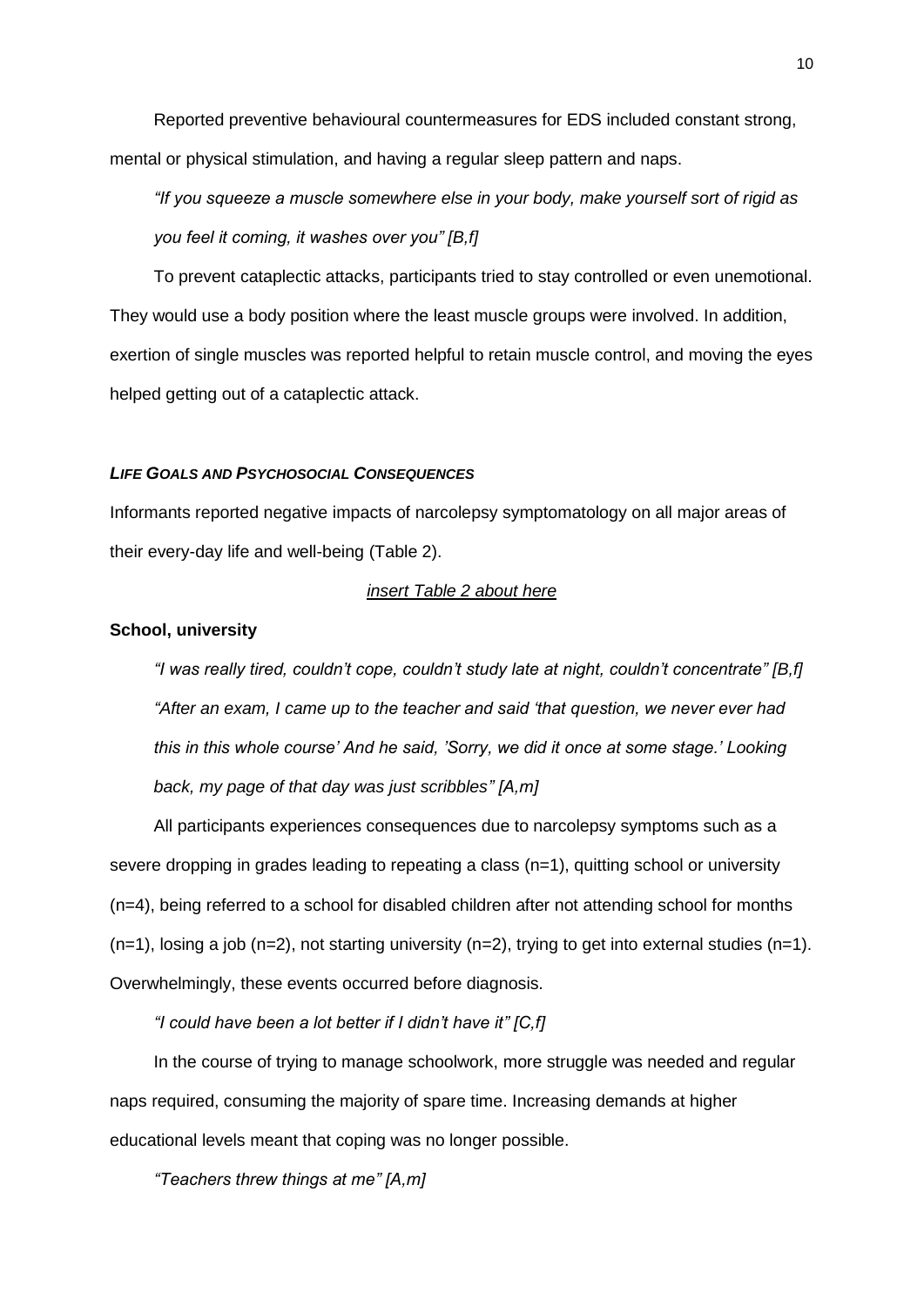Reported preventive behavioural countermeasures for EDS included constant strong, mental or physical stimulation, and having a regular sleep pattern and naps.

*"If you squeeze a muscle somewhere else in your body, make yourself sort of rigid as you feel it coming, it washes over you" [B,f]*

To prevent cataplectic attacks, participants tried to stay controlled or even unemotional. They would use a body position where the least muscle groups were involved. In addition, exertion of single muscles was reported helpful to retain muscle control, and moving the eyes helped getting out of a cataplectic attack.

### *LIFE GOALS AND PSYCHOSOCIAL CONSEQUENCES*

Informants reported negative impacts of narcolepsy symptomatology on all major areas of their every-day life and well-being (Table 2).

insert Table 2 about here

**School, university**

*"I was really tired, couldn't cope, couldn't study late at night, couldn't concentrate" [B,f]*

*"After an exam, I came up to the teacher and said 'that question, we never ever had this in this whole course' And he said, 'Sorry, we did it once at some stage.' Looking back, my page of that day was just scribbles" [A,m]*

All participants experiences consequences due to narcolepsy symptoms such as a severe dropping in grades leading to repeating a class (n=1), quitting school or university (n=4), being referred to a school for disabled children after not attending school for months (n=1), losing a job (n=2), not starting university (n=2), trying to get into external studies (n=1). Overwhelmingly, these events occurred before diagnosis.

*"I could have been a lot better if I didn't have it" [C,f]*

In the course of trying to manage schoolwork, more struggle was needed and regular naps required, consuming the majority of spare time. Increasing demands at higher educational levels meant that coping was no longer possible.

*"Teachers threw things at me" [A,m]*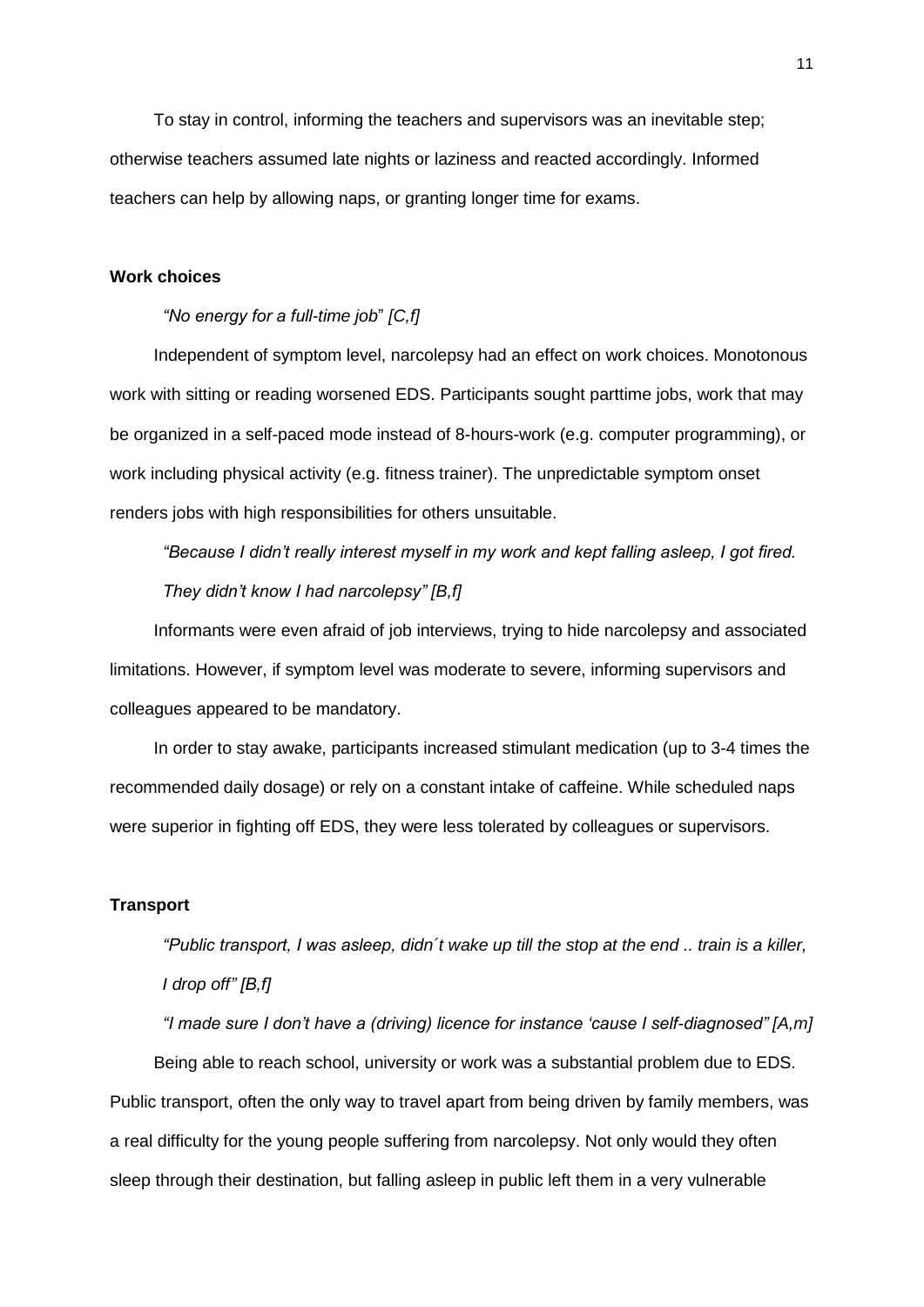To stay in control, informing the teachers and supervisors was an inevitable step; otherwise teachers assumed late nights or laziness and reacted accordingly. Informed teachers can help by allowing naps, or granting longer time for exams.

**Work choices**

*"No energy for a full-time job" [C,f]*

Independent of symptom level, narcolepsy had an effect on work choices. Monotonous work with sitting or reading worsened EDS. Participants sought parttime jobs, work that may be organized in a self-paced mode instead of 8-hours-work (e.g. computer programming), or work including physical activity (e.g. fitness trainer). The unpredictable symptom onset renders jobs with high responsibilities for others unsuitable.

*"Because I didn't really interest myself in my work and kept falling asleep, I got fired. They didn't know I had narcolepsy" [B,f]*

Informants were even afraid of job interviews, trying to hide narcolepsy and associated limitations. However, if symptom level was moderate to severe, informing supervisors and colleagues appeared to be mandatory.

In order to stay awake, participants increased stimulant medication (up to 3-4 times the recommended daily dosage) or rely on a constant intake of caffeine. While scheduled naps were superior in fighting off EDS, they were less tolerated by colleagues or supervisors.

**Transport**

*"Public transport, I was asleep, didn´t wake up till the stop at the end .. train is a killer, I drop off" [B,f]*

*"I made sure I don't have a (driving) licence for instance 'cause I self-diagnosed" [A,m]*

Being able to reach school, university or work was a substantial problem due to EDS. Public transport, often the only way to travel apart from being driven by family members, was a real difficulty for the young people suffering from narcolepsy. Not only would they often sleep through their destination, but falling asleep in public left them in a very vulnerable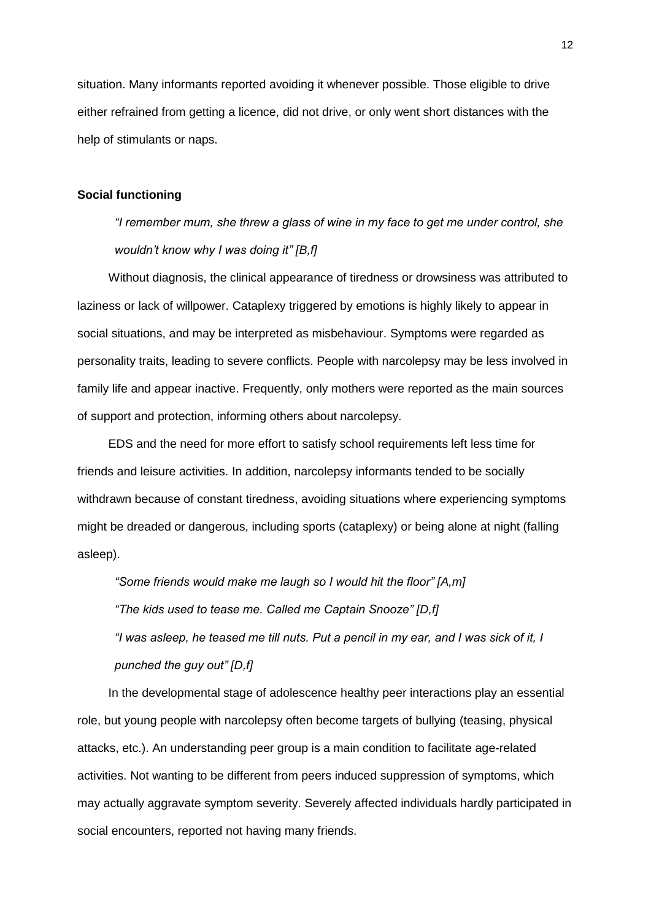situation. Many informants reported avoiding it whenever possible. Those eligible to drive either refrained from getting a licence, did not drive, or only went short distances with the help of stimulants or naps.

**Social functioning**

*"I remember mum, she threw a glass of wine in my face to get me under control, she wouldn't know why I was doing it" [B,f]*

Without diagnosis, the clinical appearance of tiredness or drowsiness was attributed to laziness or lack of willpower. Cataplexy triggered by emotions is highly likely to appear in social situations, and may be interpreted as misbehaviour. Symptoms were regarded as personality traits, leading to severe conflicts. People with narcolepsy may be less involved in family life and appear inactive. Frequently, only mothers were reported as the main sources of support and protection, informing others about narcolepsy.

EDS and the need for more effort to satisfy school requirements left less time for friends and leisure activities. In addition, narcolepsy informants tended to be socially withdrawn because of constant tiredness, avoiding situations where experiencing symptoms might be dreaded or dangerous, including sports (cataplexy) or being alone at night (falling asleep).

*"Some friends would make me laugh so I would hit the floor" [A,m]*

*"The kids used to tease me. Called me Captain Snooze" [D,f]*

*"I was asleep, he teased me till nuts. Put a pencil in my ear, and I was sick of it, I punched the guy out" [D,f]*

In the developmental stage of adolescence healthy peer interactions play an essential role, but young people with narcolepsy often become targets of bullying (teasing, physical attacks, etc.). An understanding peer group is a main condition to facilitate age-related activities. Not wanting to be different from peers induced suppression of symptoms, which may actually aggravate symptom severity. Severely affected individuals hardly participated in social encounters, reported not having many friends.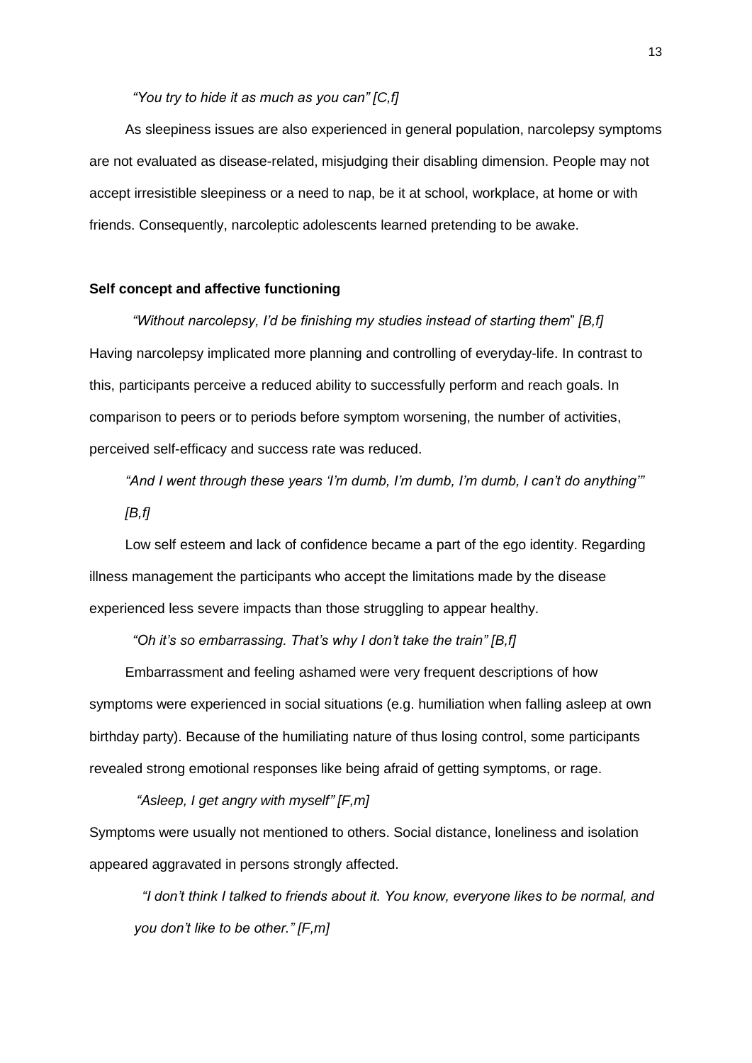*"You try to hide it as much as you can" [C,f]*

As sleepiness issues are also experienced in general population, narcolepsy symptoms are not evaluated as disease-related, misjudging their disabling dimension. People may not accept irresistible sleepiness or a need to nap, be it at school, workplace, at home or with friends. Consequently, narcoleptic adolescents learned pretending to be awake.

**Self concept and affective functioning**

*"Without narcolepsy, I'd be finishing my studies instead of starting them" [B,f]*

Having narcolepsy implicated more planning and controlling of everyday-life. In contrast to this, participants perceive a reduced ability to successfully perform and reach goals. In comparison to peers or to periods before symptom worsening, the number of activities, perceived self-efficacy and success rate was reduced.

*"And I went through these years 'I'm dumb, I'm dumb, I'm dumb, I can't do anything'" [B,f]*

Low self esteem and lack of confidence became a part of the ego identity. Regarding illness management the participants who accept the limitations made by the disease experienced less severe impacts than those struggling to appear healthy.

*"Oh it's so embarrassing. That's why I don't take the train" [B,f]*

Embarrassment and feeling ashamed were very frequent descriptions of how symptoms were experienced in social situations (e.g. humiliation when falling asleep at own birthday party). Because of the humiliating nature of thus losing control, some participants revealed strong emotional responses like being afraid of getting symptoms, or rage.

*"Asleep, I get angry with myself" [F,m]*

Symptoms were usually not mentioned to others. Social distance, loneliness and isolation appeared aggravated in persons strongly affected.

*"I don't think I talked to friends about it. You know, everyone likes to be normal, and you don't like to be other." [F,m]*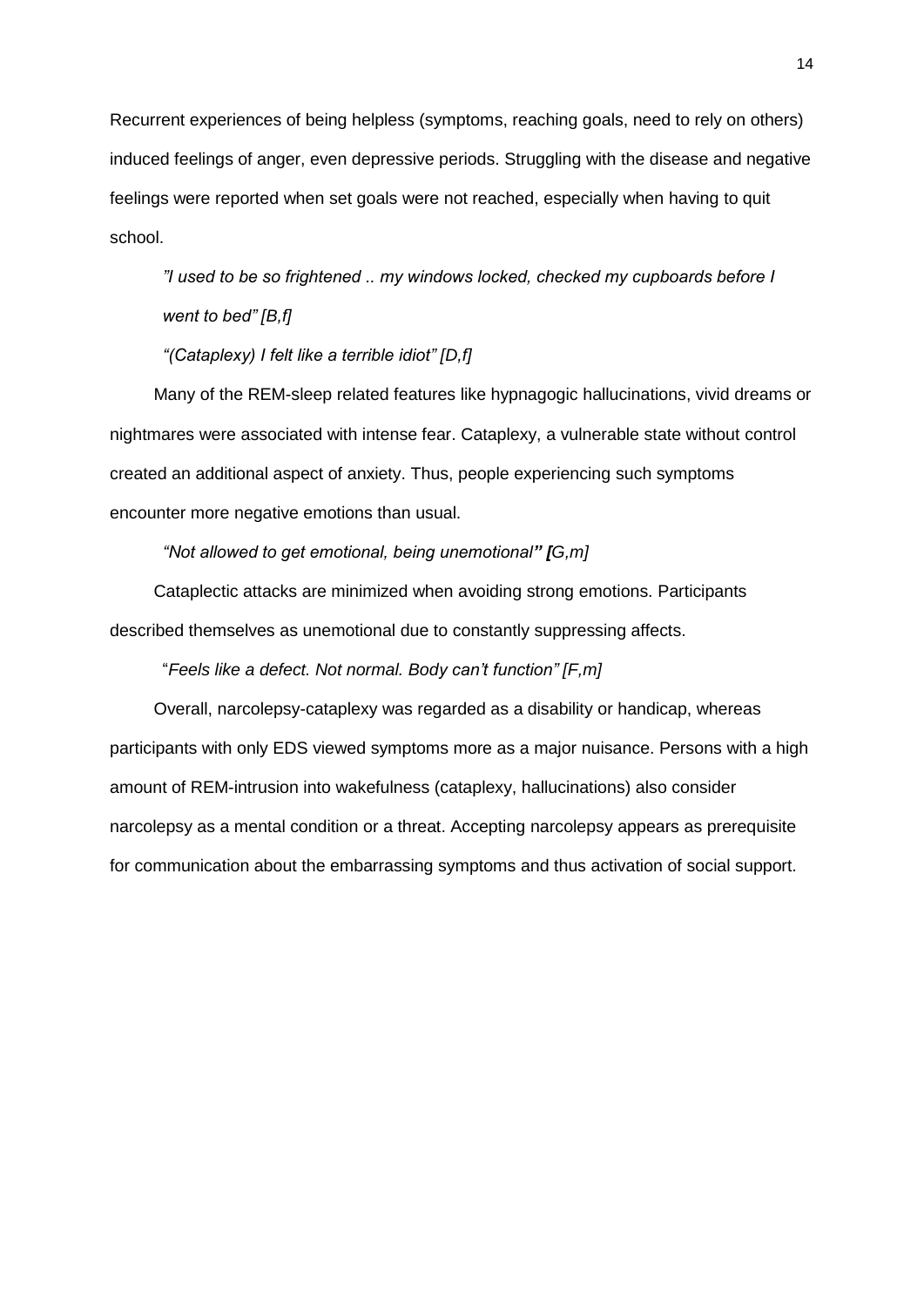Recurrent experiences of being helpless (symptoms, reaching goals, need to rely on others) induced feelings of anger, even depressive periods. Struggling with the disease and negative feelings were reported when set goals were not reached, especially when having to quit school.

> *"I used to be so frightened .. my windows locked, checked my cupboards before I went to bed" [B,f]*

> *"(Cataplexy) I felt like a terrible idiot" [D,f]*

Many of the REM-sleep related features like hypnagogic hallucinations, vivid dreams or nightmares were associated with intense fear. Cataplexy, a vulnerable state without control created an additional aspect of anxiety. Thus, people experiencing such symptoms encounter more negative emotions than usual.

> *"Not allowed to get emotional, being unemotional" [G,m]*

Cataplectic attacks are minimized when avoiding strong emotions. Participants described themselves as unemotional due to constantly suppressing affects.

> *"Feels like a defect. Not normal. Body can't function" [F,m]*

Overall, narcolepsy-cataplexy was regarded as a disability or handicap, whereas participants with only EDS viewed symptoms more as a major nuisance. Persons with a high amount of REM-intrusion into wakefulness (cataplexy, hallucinations) also consider narcolepsy as a mental condition or a threat. Accepting narcolepsy appears as prerequisite for communication about the embarrassing symptoms and thus activation of social support.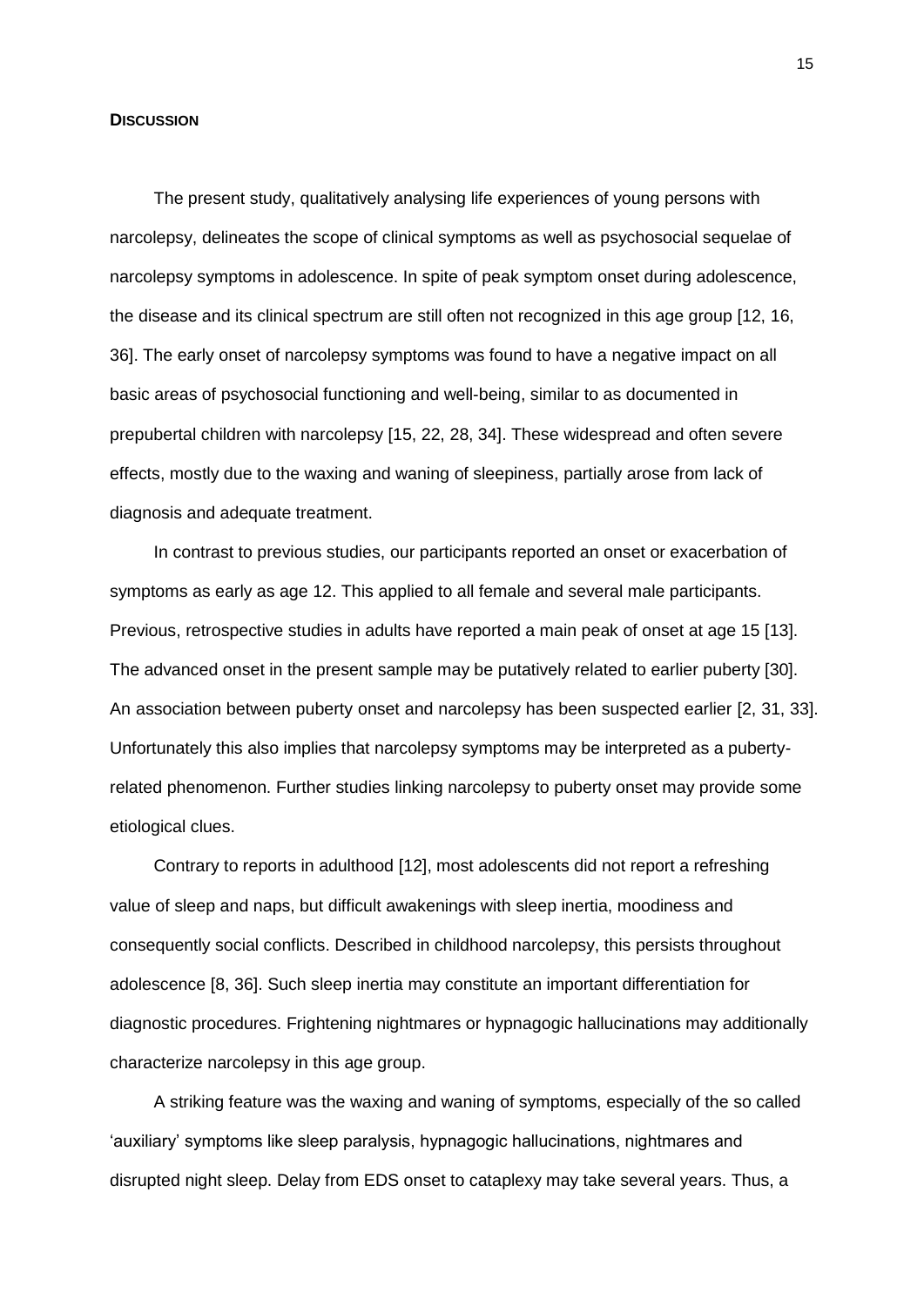## **DISCUSSION**

The present study, qualitatively analysing life experiences of young persons with narcolepsy, delineates the scope of clinical symptoms as well as psychosocial sequelae of narcolepsy symptoms in adolescence. In spite of peak symptom onset during adolescence, the disease and its clinical spectrum are still often not recognized in this age group [12, 16, 36]. The early onset of narcolepsy symptoms was found to have a negative impact on all basic areas of psychosocial functioning and well-being, similar to as documented in prepubertal children with narcolepsy [15, 22, 28, 34]. These widespread and often severe effects, mostly due to the waxing and waning of sleepiness, partially arose from lack of diagnosis and adequate treatment.

In contrast to previous studies, our participants reported an onset or exacerbation of symptoms as early as age 12. This applied to all female and several male participants. Previous, retrospective studies in adults have reported a main peak of onset at age 15 [13]. The advanced onset in the present sample may be putatively related to earlier puberty [30]. An association between puberty onset and narcolepsy has been suspected earlier [2, 31, 33]. Unfortunately this also implies that narcolepsy symptoms may be interpreted as a puberty-related phenomenon. Further studies linking narcolepsy to puberty onset may provide some etiological clues.

Contrary to reports in adulthood [12], most adolescents did not report a refreshing value of sleep and naps, but difficult awakenings with sleep inertia, moodiness and consequently social conflicts. Described in childhood narcolepsy, this persists throughout adolescence [8, 36]. Such sleep inertia may constitute an important differentiation for diagnostic procedures. Frightening nightmares or hypnagogic hallucinations may additionally characterize narcolepsy in this age group.

A striking feature was the waxing and waning of symptoms, especially of the so called 'auxiliary' symptoms like sleep paralysis, hypnagogic hallucinations, nightmares and disrupted night sleep. Delay from EDS onset to cataplexy may take several years. Thus, a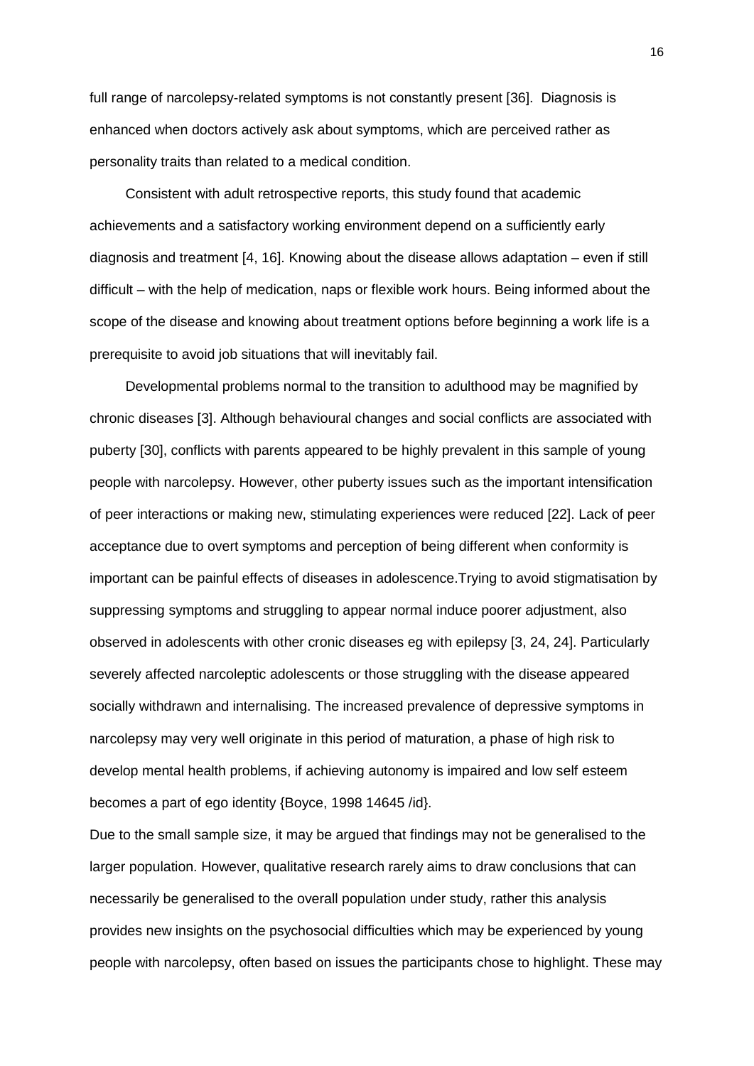full range of narcolepsy-related symptoms is not constantly present [36]. Diagnosis is enhanced when doctors actively ask about symptoms, which are perceived rather as personality traits than related to a medical condition.

Consistent with adult retrospective reports, this study found that academic achievements and a satisfactory working environment depend on a sufficiently early diagnosis and treatment [4, 16]. Knowing about the disease allows adaptation – even if still difficult – with the help of medication, naps or flexible work hours. Being informed about the scope of the disease and knowing about treatment options before beginning a work life is a prerequisite to avoid job situations that will inevitably fail.

Developmental problems normal to the transition to adulthood may be magnified by chronic diseases [3]. Although behavioural changes and social conflicts are associated with puberty [30], conflicts with parents appeared to be highly prevalent in this sample of young people with narcolepsy. However, other puberty issues such as the important intensification of peer interactions or making new, stimulating experiences were reduced [22]. Lack of peer acceptance due to overt symptoms and perception of being different when conformity is important can be painful effects of diseases in adolescence.Trying to avoid stigmatisation by suppressing symptoms and struggling to appear normal induce poorer adjustment, also observed in adolescents with other cronic diseases eg with epilepsy [3, 24, 24]. Particularly severely affected narcoleptic adolescents or those struggling with the disease appeared socially withdrawn and internalising. The increased prevalence of depressive symptoms in narcolepsy may very well originate in this period of maturation, a phase of high risk to develop mental health problems, if achieving autonomy is impaired and low self esteem becomes a part of ego identity {Boyce, 1998 14645 /id}.

Due to the small sample size, it may be argued that findings may not be generalised to the larger population. However, qualitative research rarely aims to draw conclusions that can necessarily be generalised to the overall population under study, rather this analysis provides new insights on the psychosocial difficulties which may be experienced by young people with narcolepsy, often based on issues the participants chose to highlight. These may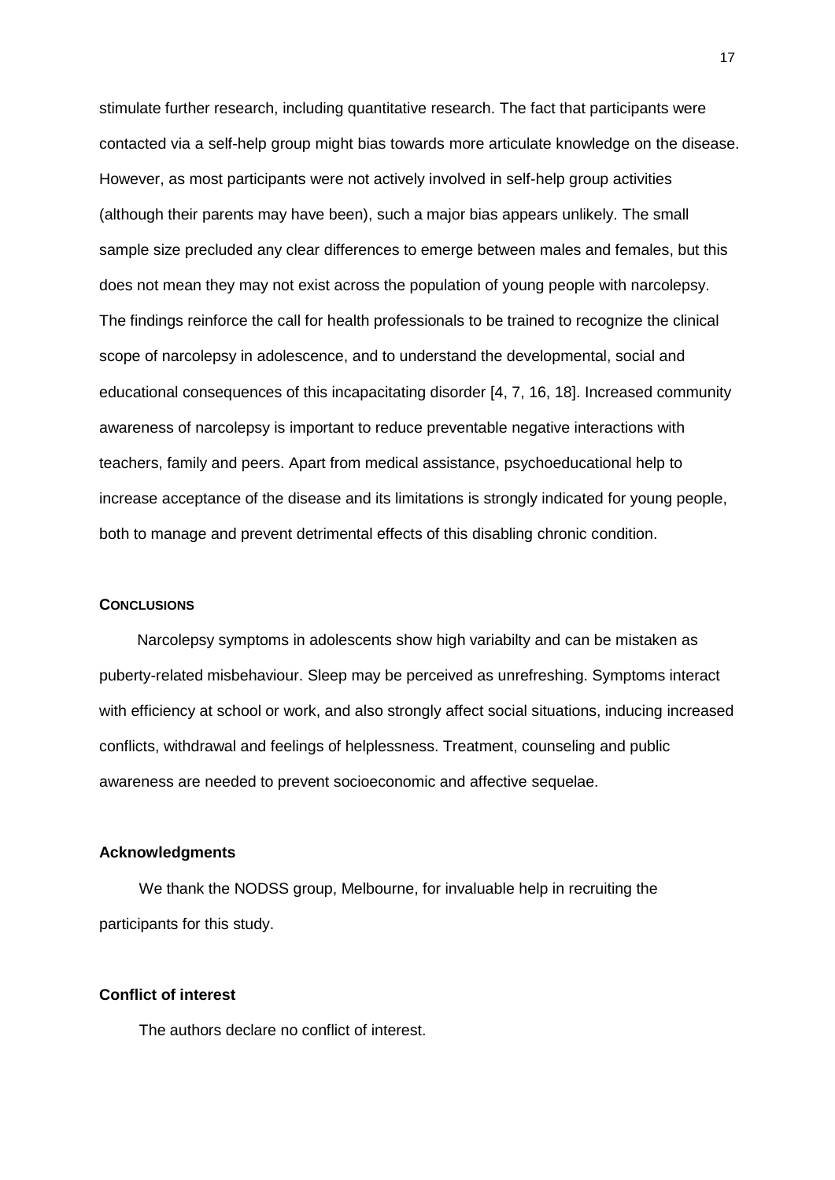stimulate further research, including quantitative research. The fact that participants were contacted via a self-help group might bias towards more articulate knowledge on the disease. However, as most participants were not actively involved in self-help group activities (although their parents may have been), such a major bias appears unlikely. The small sample size precluded any clear differences to emerge between males and females, but this does not mean they may not exist across the population of young people with narcolepsy. The findings reinforce the call for health professionals to be trained to recognize the clinical scope of narcolepsy in adolescence, and to understand the developmental, social and educational consequences of this incapacitating disorder [4, 7, 16, 18]. Increased community awareness of narcolepsy is important to reduce preventable negative interactions with teachers, family and peers. Apart from medical assistance, psychoeducational help to increase acceptance of the disease and its limitations is strongly indicated for young people, both to manage and prevent detrimental effects of this disabling chronic condition.

## CONCLUSIONS

Narcolepsy symptoms in adolescents show high variabilty and can be mistaken as puberty-related misbehaviour. Sleep may be perceived as unrefreshing. Symptoms interact with efficiency at school or work, and also strongly affect social situations, inducing increased conflicts, withdrawal and feelings of helplessness. Treatment, counseling and public awareness are needed to prevent socioeconomic and affective sequelae.

## Acknowledgments

We thank the NODSS group, Melbourne, for invaluable help in recruiting the participants for this study.

## Conflict of interest

The authors declare no conflict of interest.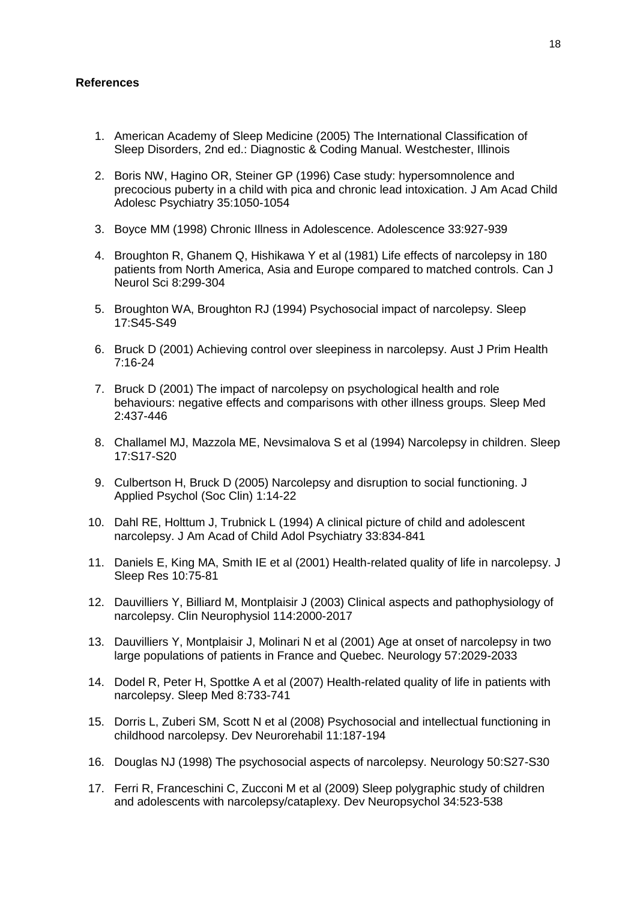**References**

1. American Academy of Sleep Medicine (2005) The International Classification of Sleep Disorders, 2nd ed.: Diagnostic & Coding Manual. Westchester, Illinois

2. Boris NW, Hagino OR, Steiner GP (1996) Case study: hypersomnolence and precocious puberty in a child with pica and chronic lead intoxication. J Am Acad Child Adolesc Psychiatry 35:1050-1054

3. Boyce MM (1998) Chronic Illness in Adolescence. Adolescence 33:927-939

4. Broughton R, Ghanem Q, Hishikawa Y et al (1981) Life effects of narcolepsy in 180 patients from North America, Asia and Europe compared to matched controls. Can J Neurol Sci 8:299-304

5. Broughton WA, Broughton RJ (1994) Psychosocial impact of narcolepsy. Sleep 17:S45-S49

6. Bruck D (2001) Achieving control over sleepiness in narcolepsy. Aust J Prim Health 7:16-24

7. Bruck D (2001) The impact of narcolepsy on psychological health and role behaviours: negative effects and comparisons with other illness groups. Sleep Med 2:437-446

8. Challamel MJ, Mazzola ME, Nevsimalova S et al (1994) Narcolepsy in children. Sleep 17:S17-S20

9. Culbertson H, Bruck D (2005) Narcolepsy and disruption to social functioning. J Applied Psychol (Soc Clin) 1:14-22

10. Dahl RE, Holttum J, Trubnick L (1994) A clinical picture of child and adolescent narcolepsy. J Am Acad of Child Adol Psychiatry 33:834-841

11. Daniels E, King MA, Smith IE et al (2001) Health-related quality of life in narcolepsy. J Sleep Res 10:75-81

12. Dauvilliers Y, Billiard M, Montplaisir J (2003) Clinical aspects and pathophysiology of narcolepsy. Clin Neurophysiol 114:2000-2017

13. Dauvilliers Y, Montplaisir J, Molinari N et al (2001) Age at onset of narcolepsy in two large populations of patients in France and Quebec. Neurology 57:2029-2033

14. Dodel R, Peter H, Spottke A et al (2007) Health-related quality of life in patients with narcolepsy. Sleep Med 8:733-741

15. Dorris L, Zuberi SM, Scott N et al (2008) Psychosocial and intellectual functioning in childhood narcolepsy. Dev Neurorehabil 11:187-194

16. Douglas NJ (1998) The psychosocial aspects of narcolepsy. Neurology 50:S27-S30

17. Ferri R, Franceschini C, Zucconi M et al (2009) Sleep polygraphic study of children and adolescents with narcolepsy/cataplexy. Dev Neuropsychol 34:523-538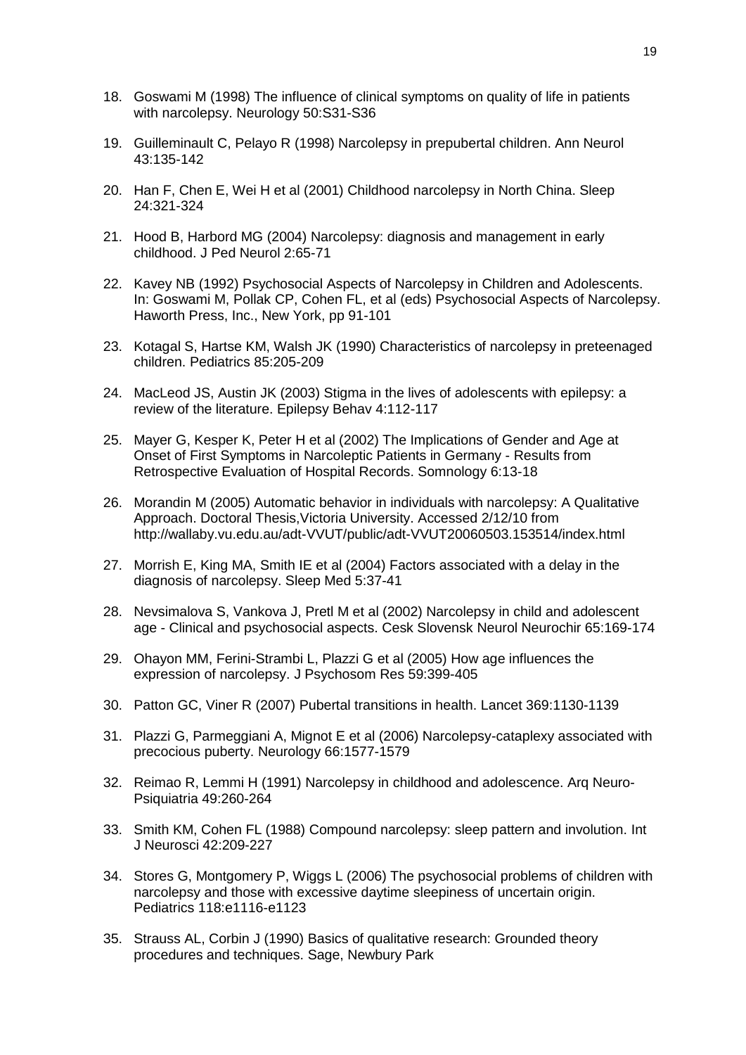18. Goswami M (1998) The influence of clinical symptoms on quality of life in patients with narcolepsy. Neurology 50:S31-S36

19. Guilleminault C, Pelayo R (1998) Narcolepsy in prepubertal children. Ann Neurol 43:135-142

20. Han F, Chen E, Wei H et al (2001) Childhood narcolepsy in North China. Sleep 24:321-324

21. Hood B, Harbord MG (2004) Narcolepsy: diagnosis and management in early childhood. J Ped Neurol 2:65-71

22. Kavey NB (1992) Psychosocial Aspects of Narcolepsy in Children and Adolescents. In: Goswami M, Pollak CP, Cohen FL, et al (eds) Psychosocial Aspects of Narcolepsy. Haworth Press, Inc., New York, pp 91-101

23. Kotagal S, Hartse KM, Walsh JK (1990) Characteristics of narcolepsy in preteenaged children. Pediatrics 85:205-209

24. MacLeod JS, Austin JK (2003) Stigma in the lives of adolescents with epilepsy: a review of the literature. Epilepsy Behav 4:112-117

25. Mayer G, Kesper K, Peter H et al (2002) The Implications of Gender and Age at Onset of First Symptoms in Narcoleptic Patients in Germany - Results from Retrospective Evaluation of Hospital Records. Somnology 6:13-18

26. Morandin M (2005) Automatic behavior in individuals with narcolepsy: A Qualitative Approach. Doctoral Thesis,Victoria University. Accessed 2/12/10 from http://wallaby.vu.edu.au/adt-VVUT/public/adt-VVUT20060503.153514/index.html

27. Morrish E, King MA, Smith IE et al (2004) Factors associated with a delay in the diagnosis of narcolepsy. Sleep Med 5:37-41

28. Nevsimalova S, Vankova J, Pretl M et al (2002) Narcolepsy in child and adolescent age - Clinical and psychosocial aspects. Cesk Slovensk Neurol Neurochir 65:169-174

29. Ohayon MM, Ferini-Strambi L, Plazzi G et al (2005) How age influences the expression of narcolepsy. J Psychosom Res 59:399-405

30. Patton GC, Viner R (2007) Pubertal transitions in health. Lancet 369:1130-1139

31. Plazzi G, Parmeggiani A, Mignot E et al (2006) Narcolepsy-cataplexy associated with precocious puberty. Neurology 66:1577-1579

32. Reimao R, Lemmi H (1991) Narcolepsy in childhood and adolescence. Arq Neuro-Psiquiatria 49:260-264

33. Smith KM, Cohen FL (1988) Compound narcolepsy: sleep pattern and involution. Int J Neurosci 42:209-227

34. Stores G, Montgomery P, Wiggs L (2006) The psychosocial problems of children with narcolepsy and those with excessive daytime sleepiness of uncertain origin. Pediatrics 118:e1116-e1123

35. Strauss AL, Corbin J (1990) Basics of qualitative research: Grounded theory procedures and techniques. Sage, Newbury Park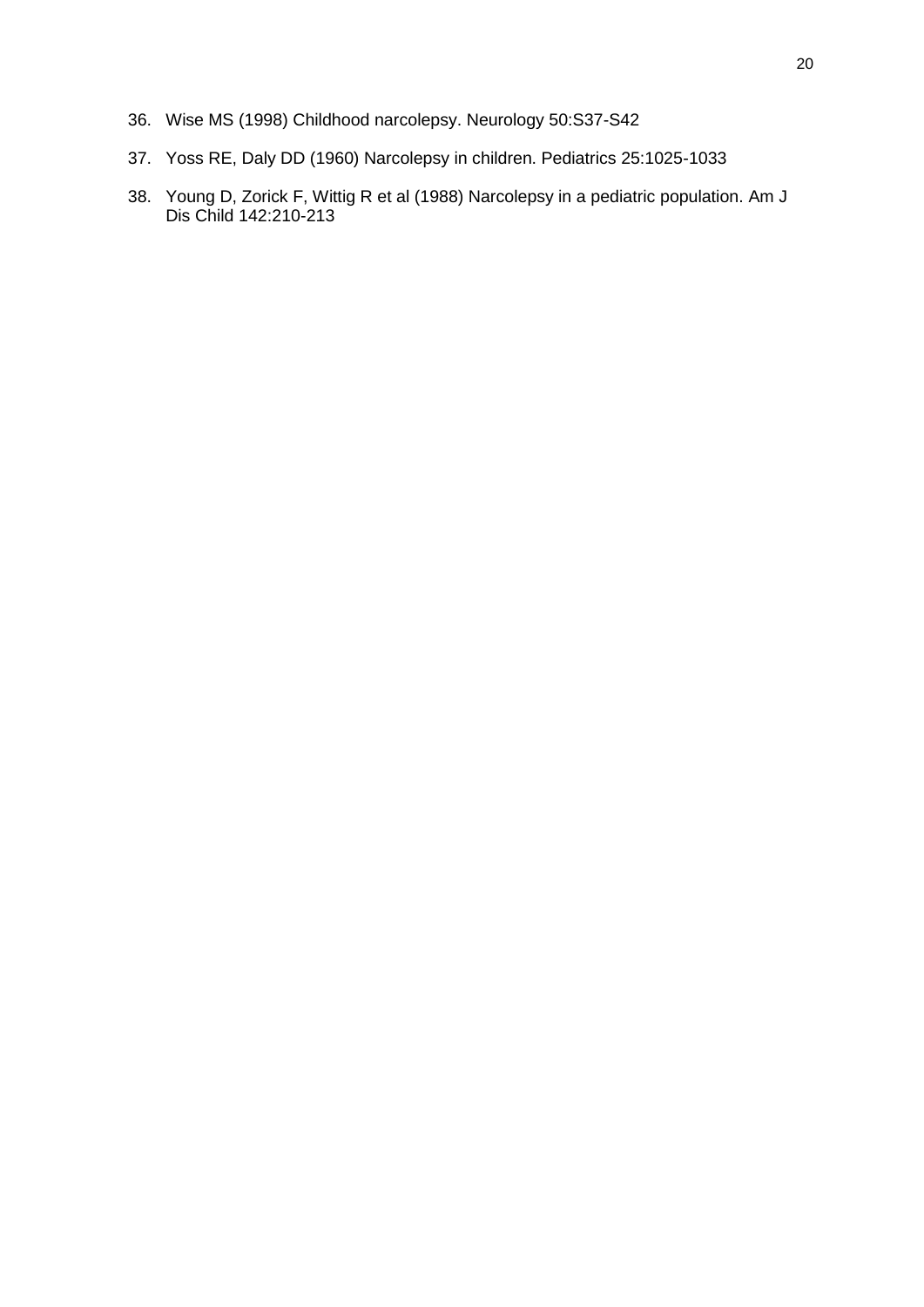36. Wise MS (1998) Childhood narcolepsy. Neurology 50:S37-S42
37. Yoss RE, Daly DD (1960) Narcolepsy in children. Pediatrics 25:1025-1033
38. Young D, Zorick F, Wittig R et al (1988) Narcolepsy in a pediatric population. Am J Dis Child 142:210-213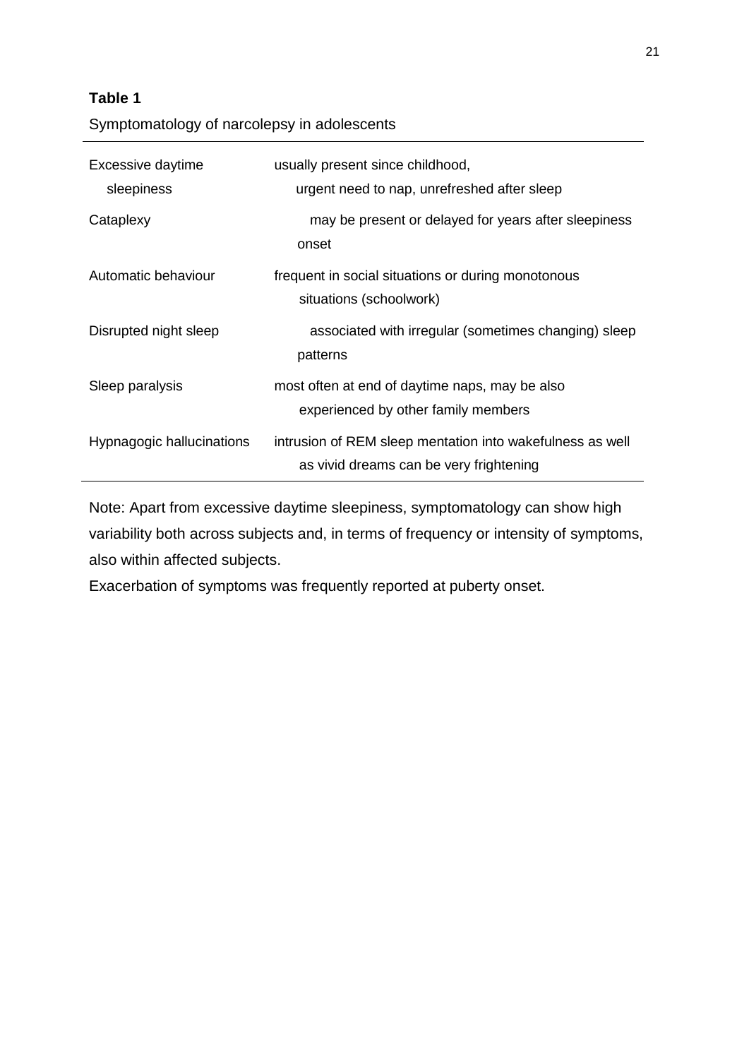**Table 1**

Symptomatology of narcolepsy in adolescents

| | |
|---|---|
| Excessive daytime sleepiness | usually present since childhood, urgent need to nap, unrefreshed after sleep |
| Cataplexy | may be present or delayed for years after sleepiness onset |
| Automatic behaviour | frequent in social situations or during monotonous situations (schoolwork) |
| Disrupted night sleep | associated with irregular (sometimes changing) sleep patterns |
| Sleep paralysis | most often at end of daytime naps, may be also experienced by other family members |
| Hypnagogic hallucinations | intrusion of REM sleep mentation into wakefulness as well as vivid dreams can be very frightening |

Note: Apart from excessive daytime sleepiness, symptomatology can show high variability both across subjects and, in terms of frequency or intensity of symptoms, also within affected subjects.

Exacerbation of symptoms was frequently reported at puberty onset.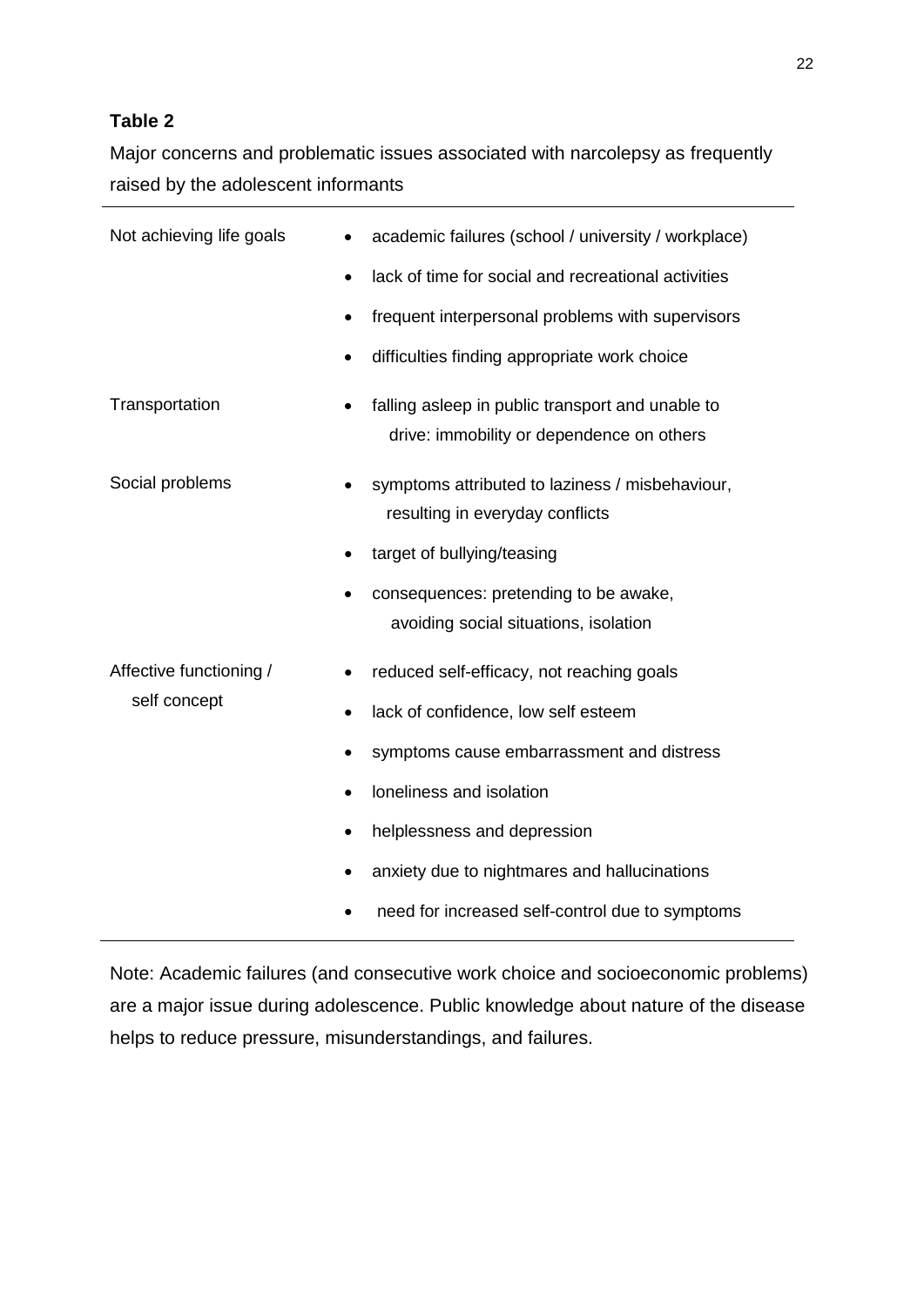**Table 2**

Major concerns and problematic issues associated with narcolepsy as frequently raised by the adolescent informants

| | |
|---|---|
| Not achieving life goals | • academic failures (school / university / workplace)<br>• lack of time for social and recreational activities<br>• frequent interpersonal problems with supervisors<br>• difficulties finding appropriate work choice |
| Transportation | • falling asleep in public transport and unable to drive: immobility or dependence on others |
| Social problems | • symptoms attributed to laziness / misbehaviour, resulting in everyday conflicts<br>• target of bullying/teasing<br>• consequences: pretending to be awake, avoiding social situations, isolation |
| Affective functioning / self concept | • reduced self-efficacy, not reaching goals<br>• lack of confidence, low self esteem<br>• symptoms cause embarrassment and distress<br>• loneliness and isolation<br>• helplessness and depression<br>• anxiety due to nightmares and hallucinations<br>• need for increased self-control due to symptoms |

Note: Academic failures (and consecutive work choice and socioeconomic problems) are a major issue during adolescence. Public knowledge about nature of the disease helps to reduce pressure, misunderstandings, and failures.